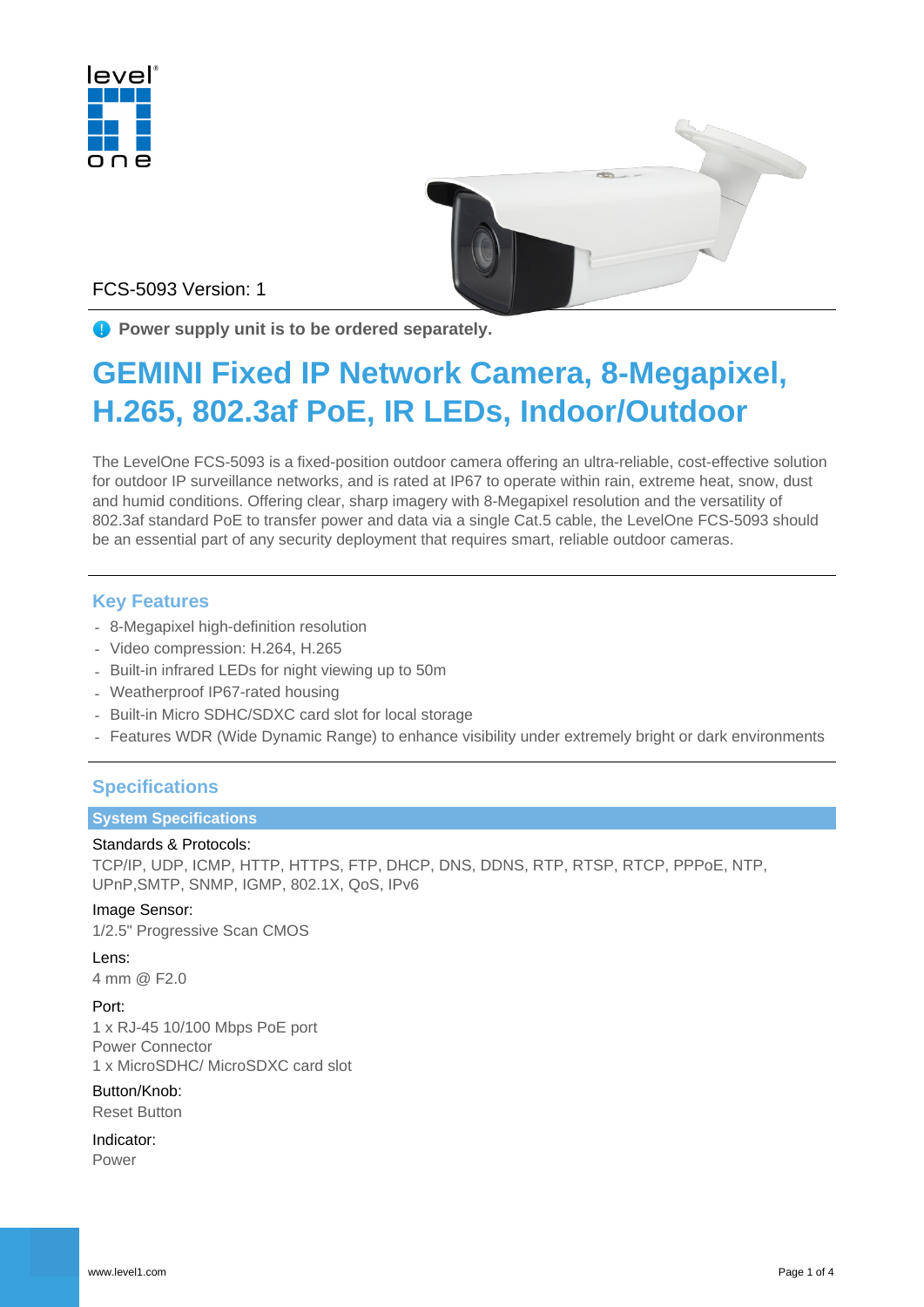FCS-5093 Version: 1

**Power supply unit is to be ordered separately.**

# GEMINI Fixed IP Network Camera, 8-Megapixel, H.265, 802.3af PoE, IR LEDs, Indoor/Outdoor

The LevelOne FCS-5093 is a fixed-position outdoor camera offering an ultra-reliable, cost-effective solution for outdoor IP surveillance networks, and is rated at IP67 to operate within rain, extreme heat, snow, dust and humid conditions. Offering clear, sharp imagery with 8-Megapixel resolution and the versatility of 802.3af standard PoE to transfer power and data via a single Cat.5 cable, the LevelOne FCS-5093 should be an essential part of any security deployment that requires smart, reliable outdoor cameras.

## Key Features

- 8-Megapixel high-definition resolution
- Video compression: H.264, H.265
- Built-in infrared LEDs for night viewing up to 50m
- Weatherproof IP67-rated housing
- Built-in Micro SDHC/SDXC card slot for local storage
- Features WDR (Wide Dynamic Range) to enhance visibility under extremely bright or dark environments

## Specifications

### System Specifications

Standards & Protocols:
TCP/IP, UDP, ICMP, HTTP, HTTPS, FTP, DHCP, DNS, DDNS, RTP, RTSP, RTCP, PPPoE, NTP, UPnP,SMTP, SNMP, IGMP, 802.1X, QoS, IPv6

Image Sensor:
1/2.5" Progressive Scan CMOS

Lens:
4 mm @ F2.0

Port:
1 x RJ-45 10/100 Mbps PoE port
Power Connector
1 x MicroSDHC/ MicroSDXC card slot

Button/Knob:
Reset Button

Indicator:
Power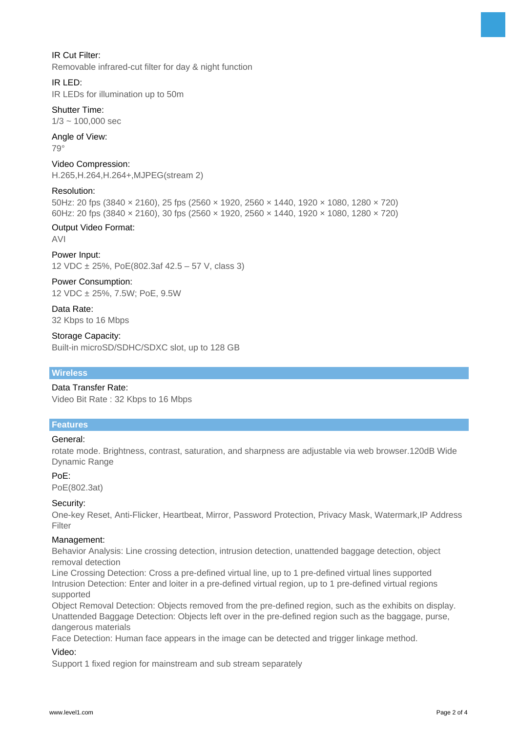IR Cut Filter:
Removable infrared-cut filter for day & night function

IR LED:
IR LEDs for illumination up to 50m

Shutter Time:
1/3 ~ 100,000 sec

Angle of View:
79°

Video Compression:
H.265,H.264,H.264+,MJPEG(stream 2)

Resolution:
50Hz: 20 fps (3840 × 2160), 25 fps (2560 × 1920, 2560 × 1440, 1920 × 1080, 1280 × 720)
60Hz: 20 fps (3840 × 2160), 30 fps (2560 × 1920, 2560 × 1440, 1920 × 1080, 1280 × 720)

Output Video Format:
AVI

Power Input:
12 VDC ± 25%, PoE(802.3af 42.5 – 57 V, class 3)

Power Consumption:
12 VDC ± 25%, 7.5W; PoE, 9.5W

Data Rate:
32 Kbps to 16 Mbps

Storage Capacity:
Built-in microSD/SDHC/SDXC slot, up to 128 GB

## Wireless

Data Transfer Rate:
Video Bit Rate : 32 Kbps to 16 Mbps

## Features

General:
rotate mode. Brightness, contrast, saturation, and sharpness are adjustable via web browser.120dB Wide Dynamic Range

PoE:
PoE(802.3at)

Security:
One-key Reset, Anti-Flicker, Heartbeat, Mirror, Password Protection, Privacy Mask, Watermark,IP Address Filter

Management:
Behavior Analysis: Line crossing detection, intrusion detection, unattended baggage detection, object removal detection
Line Crossing Detection: Cross a pre-defined virtual line, up to 1 pre-defined virtual lines supported
Intrusion Detection: Enter and loiter in a pre-defined virtual region, up to 1 pre-defined virtual regions supported
Object Removal Detection: Objects removed from the pre-defined region, such as the exhibits on display.
Unattended Baggage Detection: Objects left over in the pre-defined region such as the baggage, purse, dangerous materials
Face Detection: Human face appears in the image can be detected and trigger linkage method.

Video:
Support 1 fixed region for mainstream and sub stream separately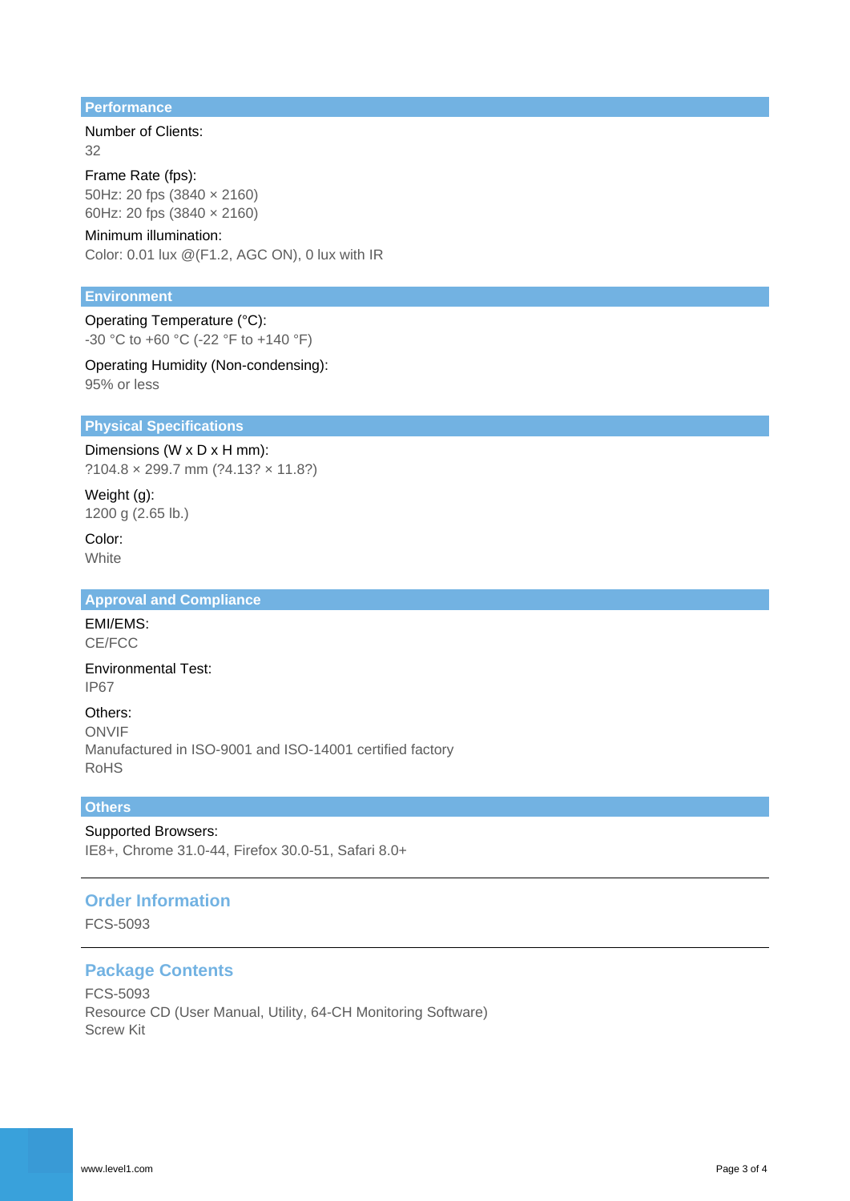## Performance

Number of Clients:
32

Frame Rate (fps):
50Hz: 20 fps (3840 × 2160)
60Hz: 20 fps (3840 × 2160)

Minimum illumination:
Color: 0.01 lux @(F1.2, AGC ON), 0 lux with IR

## Environment

Operating Temperature (°C):
-30 °C to +60 °C (-22 °F to +140 °F)

Operating Humidity (Non-condensing):
95% or less

## Physical Specifications

Dimensions (W x D x H mm):
?104.8 × 299.7 mm (?4.13? × 11.8?)

Weight (g):
1200 g (2.65 lb.)

Color:
White

## Approval and Compliance

EMI/EMS:
CE/FCC

Environmental Test:
IP67

Others:
ONVIF
Manufactured in ISO-9001 and ISO-14001 certified factory
RoHS

## Others

Supported Browsers:
IE8+, Chrome 31.0-44, Firefox 30.0-51, Safari 8.0+

---

## Order Information

FCS-5093

---

## Package Contents

FCS-5093
Resource CD (User Manual, Utility, 64-CH Monitoring Software)
Screw Kit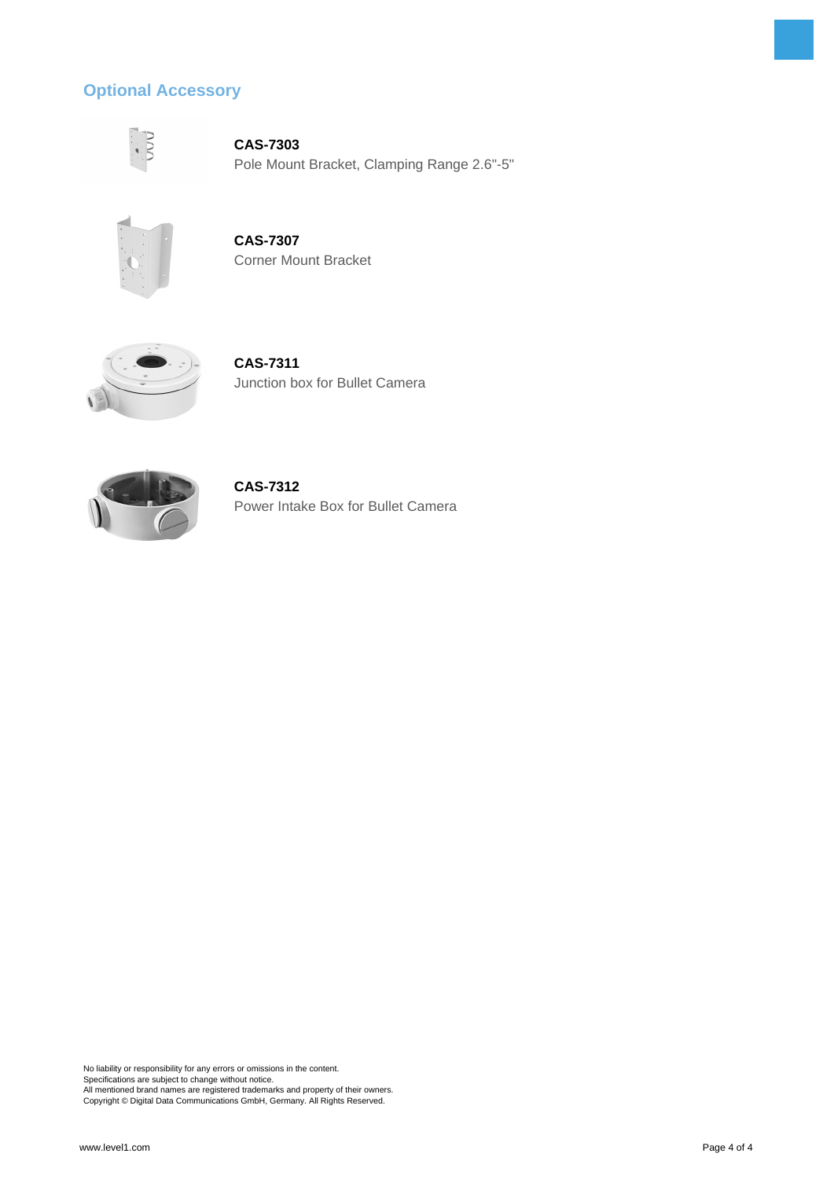## Optional Accessory

**CAS-7303**
Pole Mount Bracket, Clamping Range 2.6"-5"

**CAS-7307**
Corner Mount Bracket

**CAS-7311**
Junction box for Bullet Camera

**CAS-7312**
Power Intake Box for Bullet Camera

No liability or responsibility for any errors or omissions in the content.
Specifications are subject to change without notice.
All mentioned brand names are registered trademarks and property of their owners.
Copyright © Digital Data Communications GmbH, Germany. All Rights Reserved.